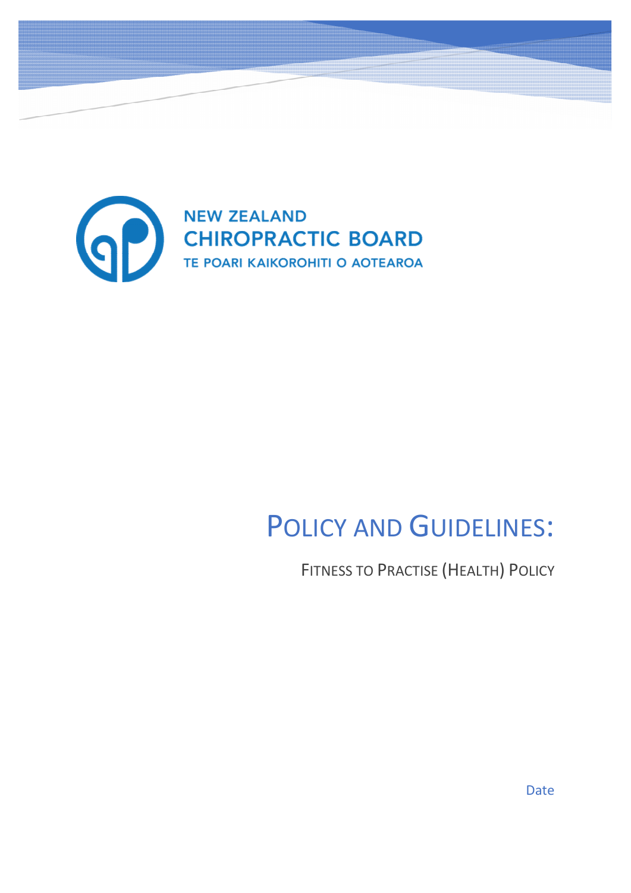NEW ZEALAND
CHIROPRACTIC BOARD
TE POARI KAIKOROHITI O AOTEAROA

# POLICY AND GUIDELINES:

## FITNESS TO PRACTISE (HEALTH) POLICY

Date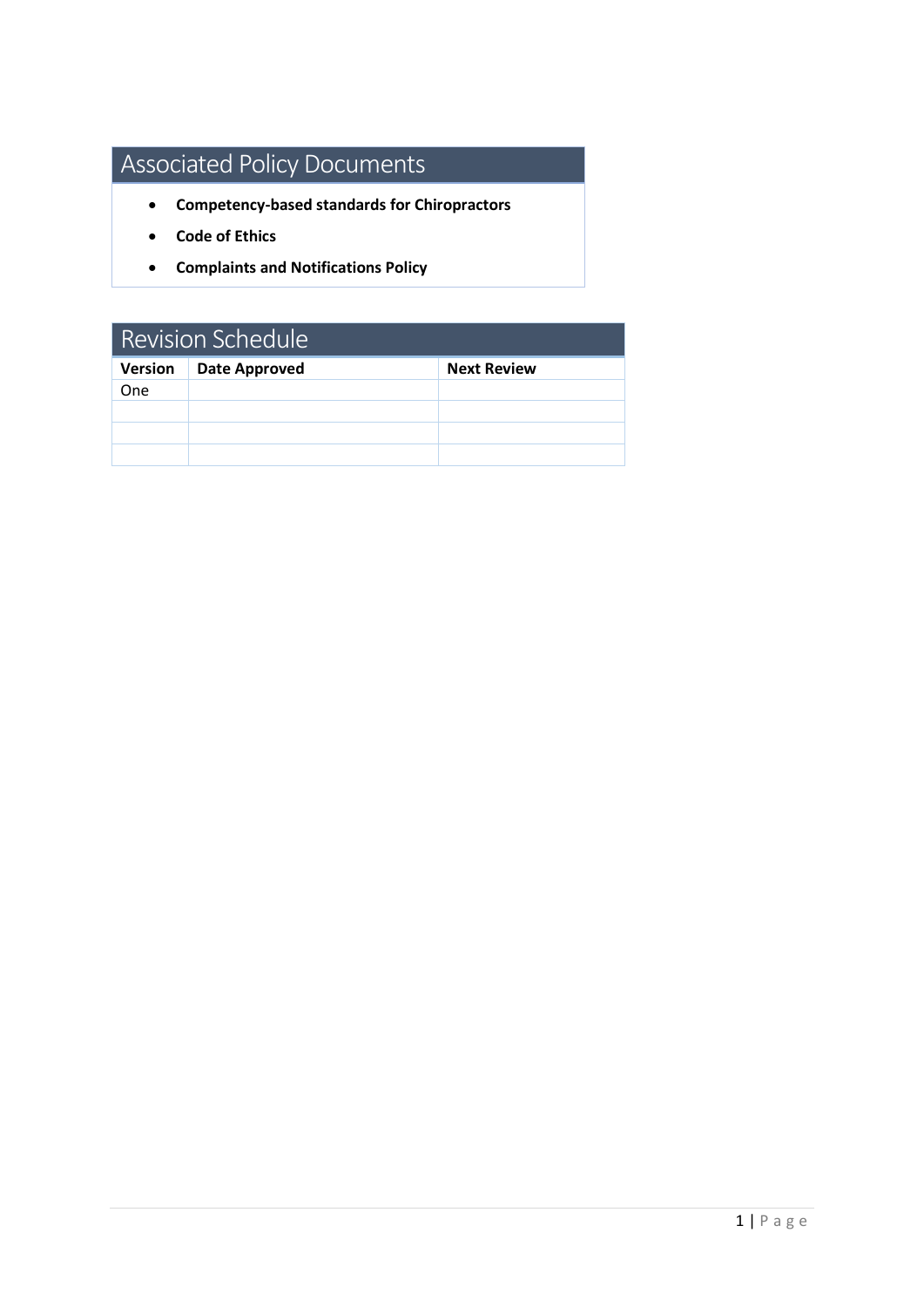## Associated Policy Documents

- **Competency-based standards for Chiropractors**
- **Code of Ethics**
- **Complaints and Notifications Policy**

## Revision Schedule

| Version | Date Approved | Next Review |
|---|---|---|
| One | | |
| | | |
| | | |
| | | |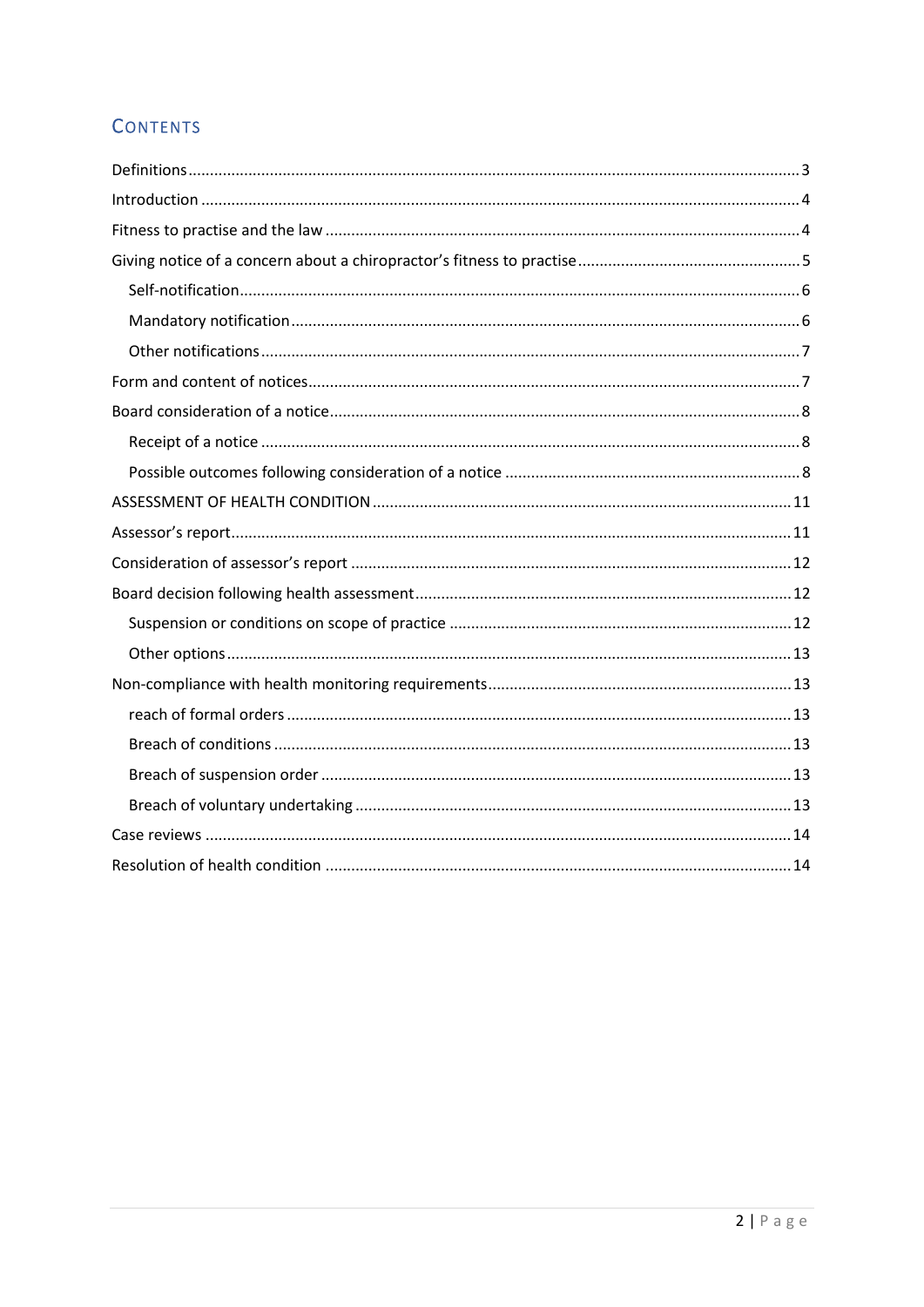## CONTENTS

- Definitions ........................................................ 3
- Introduction ........................................................ 4
- Fitness to practise and the law ........................................................ 4
- Giving notice of a concern about a chiropractor's fitness to practise ........................................................ 5
  - Self-notification ........................................................ 6
  - Mandatory notification ........................................................ 6
  - Other notifications ........................................................ 7
- Form and content of notices ........................................................ 7
- Board consideration of a notice ........................................................ 8
  - Receipt of a notice ........................................................ 8
  - Possible outcomes following consideration of a notice ........................................................ 8
- ASSESSMENT OF HEALTH CONDITION ........................................................ 11
- Assessor's report ........................................................ 11
- Consideration of assessor's report ........................................................ 12
- Board decision following health assessment ........................................................ 12
  - Suspension or conditions on scope of practice ........................................................ 12
  - Other options ........................................................ 13
- Non-compliance with health monitoring requirements ........................................................ 13
  - reach of formal orders ........................................................ 13
  - Breach of conditions ........................................................ 13
  - Breach of suspension order ........................................................ 13
  - Breach of voluntary undertaking ........................................................ 13
- Case reviews ........................................................ 14
- Resolution of health condition ........................................................ 14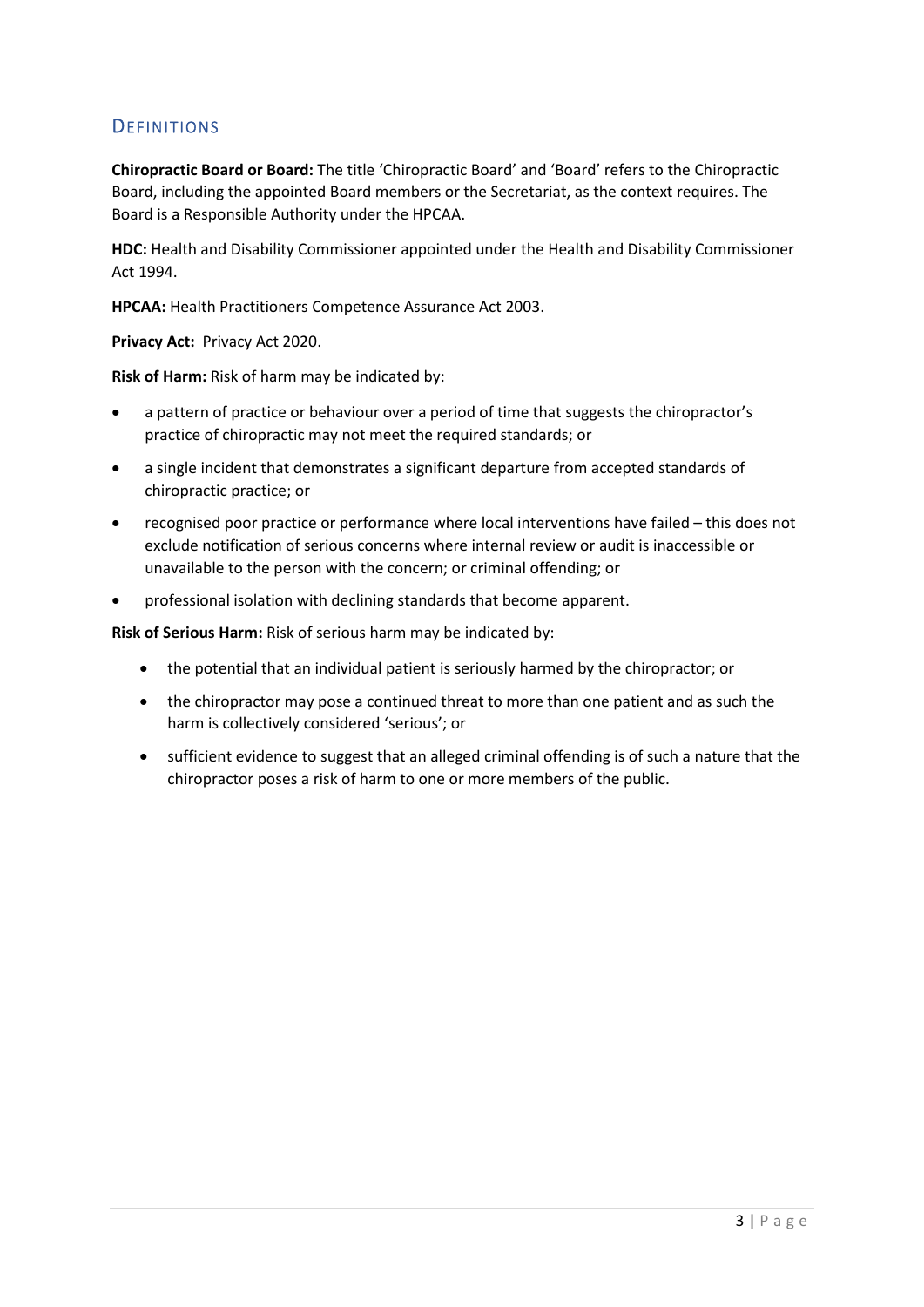## DEFINITIONS

**Chiropractic Board or Board:** The title 'Chiropractic Board' and 'Board' refers to the Chiropractic Board, including the appointed Board members or the Secretariat, as the context requires. The Board is a Responsible Authority under the HPCAA.

**HDC:** Health and Disability Commissioner appointed under the Health and Disability Commissioner Act 1994.

**HPCAA:** Health Practitioners Competence Assurance Act 2003.

**Privacy Act:** Privacy Act 2020.

**Risk of Harm:** Risk of harm may be indicated by:

- a pattern of practice or behaviour over a period of time that suggests the chiropractor's practice of chiropractic may not meet the required standards; or
- a single incident that demonstrates a significant departure from accepted standards of chiropractic practice; or
- recognised poor practice or performance where local interventions have failed – this does not exclude notification of serious concerns where internal review or audit is inaccessible or unavailable to the person with the concern; or criminal offending; or
- professional isolation with declining standards that become apparent.

**Risk of Serious Harm:** Risk of serious harm may be indicated by:

- the potential that an individual patient is seriously harmed by the chiropractor; or
- the chiropractor may pose a continued threat to more than one patient and as such the harm is collectively considered 'serious'; or
- sufficient evidence to suggest that an alleged criminal offending is of such a nature that the chiropractor poses a risk of harm to one or more members of the public.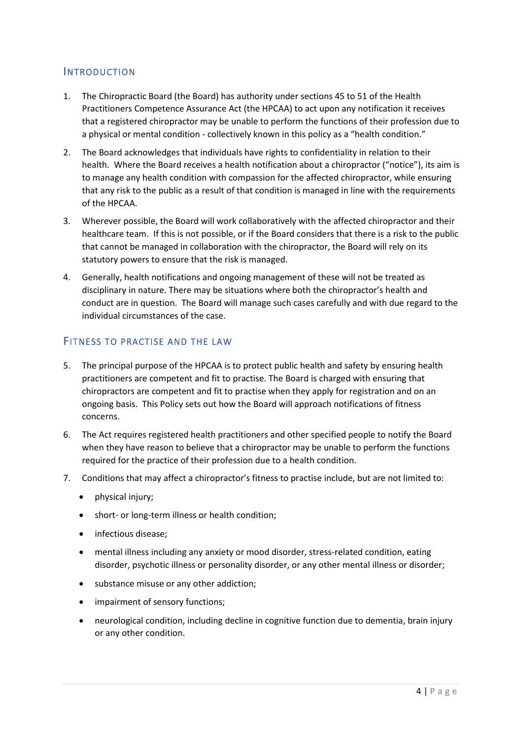## Introduction

1. The Chiropractic Board (the Board) has authority under sections 45 to 51 of the Health Practitioners Competence Assurance Act (the HPCAA) to act upon any notification it receives that a registered chiropractor may be unable to perform the functions of their profession due to a physical or mental condition - collectively known in this policy as a "health condition."

2. The Board acknowledges that individuals have rights to confidentiality in relation to their health. Where the Board receives a health notification about a chiropractor ("notice"), its aim is to manage any health condition with compassion for the affected chiropractor, while ensuring that any risk to the public as a result of that condition is managed in line with the requirements of the HPCAA.

3. Wherever possible, the Board will work collaboratively with the affected chiropractor and their healthcare team. If this is not possible, or if the Board considers that there is a risk to the public that cannot be managed in collaboration with the chiropractor, the Board will rely on its statutory powers to ensure that the risk is managed.

4. Generally, health notifications and ongoing management of these will not be treated as disciplinary in nature. There may be situations where both the chiropractor's health and conduct are in question. The Board will manage such cases carefully and with due regard to the individual circumstances of the case.

## Fitness to practise and the law

5. The principal purpose of the HPCAA is to protect public health and safety by ensuring health practitioners are competent and fit to practise. The Board is charged with ensuring that chiropractors are competent and fit to practise when they apply for registration and on an ongoing basis. This Policy sets out how the Board will approach notifications of fitness concerns.

6. The Act requires registered health practitioners and other specified people to notify the Board when they have reason to believe that a chiropractor may be unable to perform the functions required for the practice of their profession due to a health condition.

7. Conditions that may affect a chiropractor's fitness to practise include, but are not limited to:

   - physical injury;
   - short- or long-term illness or health condition;
   - infectious disease;
   - mental illness including any anxiety or mood disorder, stress-related condition, eating disorder, psychotic illness or personality disorder, or any other mental illness or disorder;
   - substance misuse or any other addiction;
   - impairment of sensory functions;
   - neurological condition, including decline in cognitive function due to dementia, brain injury or any other condition.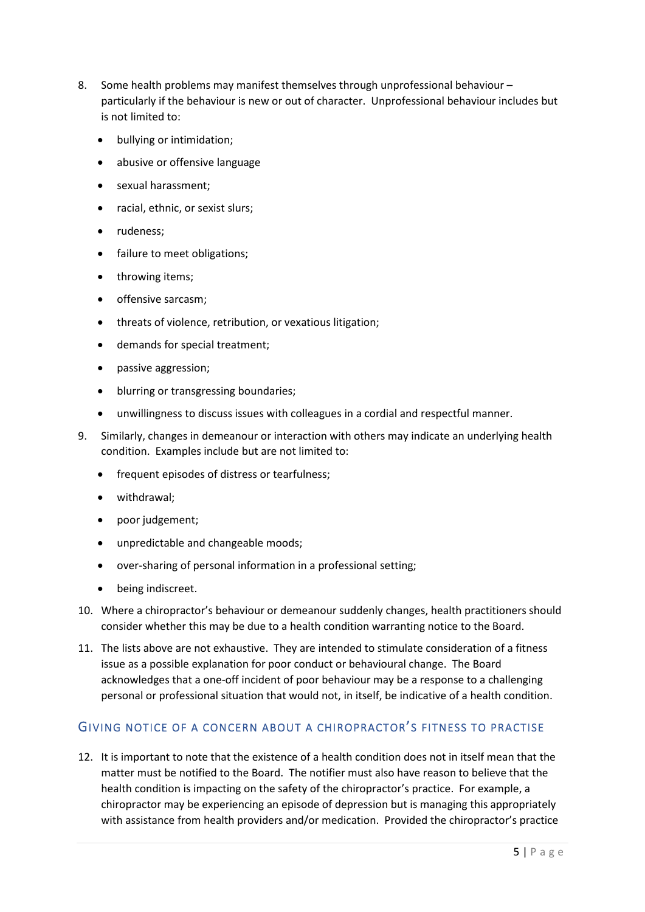8. Some health problems may manifest themselves through unprofessional behaviour – particularly if the behaviour is new or out of character. Unprofessional behaviour includes but is not limited to:
    - bullying or intimidation;
    - abusive or offensive language
    - sexual harassment;
    - racial, ethnic, or sexist slurs;
    - rudeness;
    - failure to meet obligations;
    - throwing items;
    - offensive sarcasm;
    - threats of violence, retribution, or vexatious litigation;
    - demands for special treatment;
    - passive aggression;
    - blurring or transgressing boundaries;
    - unwillingness to discuss issues with colleagues in a cordial and respectful manner.
9. Similarly, changes in demeanour or interaction with others may indicate an underlying health condition. Examples include but are not limited to:
    - frequent episodes of distress or tearfulness;
    - withdrawal;
    - poor judgement;
    - unpredictable and changeable moods;
    - over-sharing of personal information in a professional setting;
    - being indiscreet.
10. Where a chiropractor's behaviour or demeanour suddenly changes, health practitioners should consider whether this may be due to a health condition warranting notice to the Board.
11. The lists above are not exhaustive. They are intended to stimulate consideration of a fitness issue as a possible explanation for poor conduct or behavioural change. The Board acknowledges that a one-off incident of poor behaviour may be a response to a challenging personal or professional situation that would not, in itself, be indicative of a health condition.

## Giving notice of a concern about a chiropractor's fitness to practise

12. It is important to note that the existence of a health condition does not in itself mean that the matter must be notified to the Board. The notifier must also have reason to believe that the health condition is impacting on the safety of the chiropractor's practice. For example, a chiropractor may be experiencing an episode of depression but is managing this appropriately with assistance from health providers and/or medication. Provided the chiropractor's practice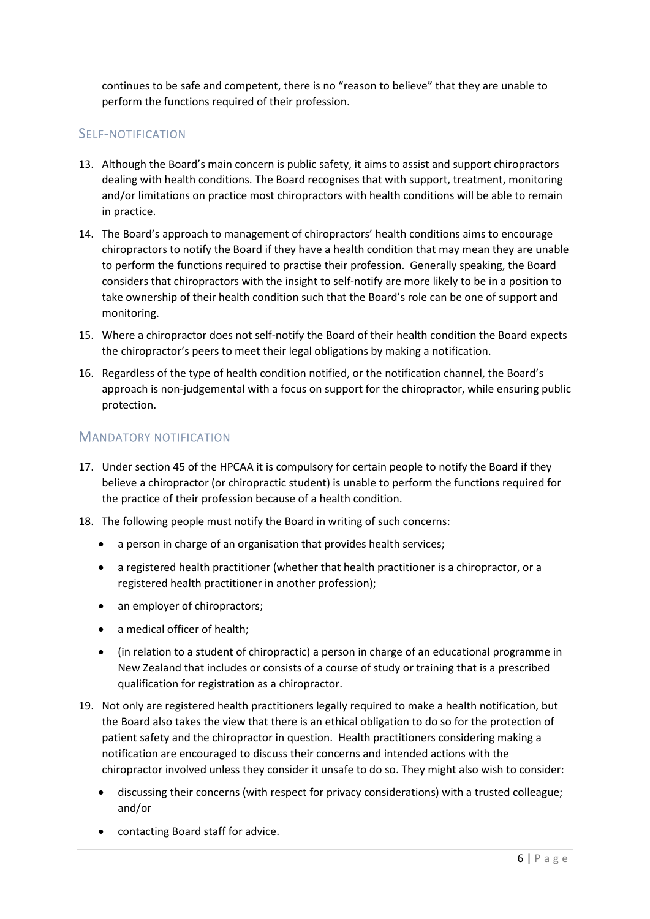continues to be safe and competent, there is no "reason to believe" that they are unable to perform the functions required of their profession.

## Self-notification

13. Although the Board's main concern is public safety, it aims to assist and support chiropractors dealing with health conditions. The Board recognises that with support, treatment, monitoring and/or limitations on practice most chiropractors with health conditions will be able to remain in practice.
14. The Board's approach to management of chiropractors' health conditions aims to encourage chiropractors to notify the Board if they have a health condition that may mean they are unable to perform the functions required to practise their profession. Generally speaking, the Board considers that chiropractors with the insight to self-notify are more likely to be in a position to take ownership of their health condition such that the Board's role can be one of support and monitoring.
15. Where a chiropractor does not self-notify the Board of their health condition the Board expects the chiropractor's peers to meet their legal obligations by making a notification.
16. Regardless of the type of health condition notified, or the notification channel, the Board's approach is non-judgemental with a focus on support for the chiropractor, while ensuring public protection.

## Mandatory notification

17. Under section 45 of the HPCAA it is compulsory for certain people to notify the Board if they believe a chiropractor (or chiropractic student) is unable to perform the functions required for the practice of their profession because of a health condition.
18. The following people must notify the Board in writing of such concerns:
    - a person in charge of an organisation that provides health services;
    - a registered health practitioner (whether that health practitioner is a chiropractor, or a registered health practitioner in another profession);
    - an employer of chiropractors;
    - a medical officer of health;
    - (in relation to a student of chiropractic) a person in charge of an educational programme in New Zealand that includes or consists of a course of study or training that is a prescribed qualification for registration as a chiropractor.
19. Not only are registered health practitioners legally required to make a health notification, but the Board also takes the view that there is an ethical obligation to do so for the protection of patient safety and the chiropractor in question. Health practitioners considering making a notification are encouraged to discuss their concerns and intended actions with the chiropractor involved unless they consider it unsafe to do so. They might also wish to consider:
    - discussing their concerns (with respect for privacy considerations) with a trusted colleague; and/or
    - contacting Board staff for advice.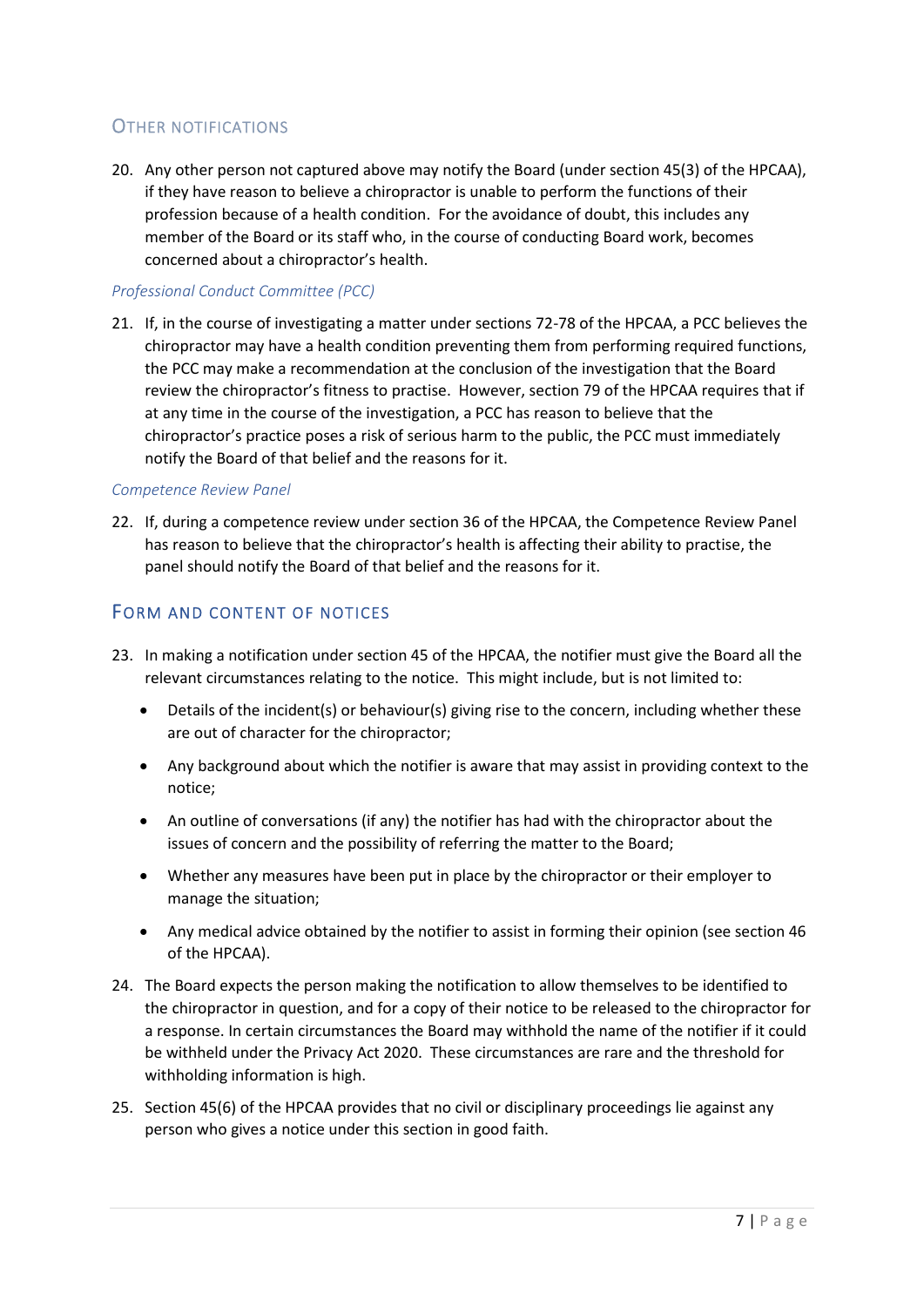## Other notifications

20. Any other person not captured above may notify the Board (under section 45(3) of the HPCAA), if they have reason to believe a chiropractor is unable to perform the functions of their profession because of a health condition. For the avoidance of doubt, this includes any member of the Board or its staff who, in the course of conducting Board work, becomes concerned about a chiropractor's health.

### *Professional Conduct Committee (PCC)*

21. If, in the course of investigating a matter under sections 72-78 of the HPCAA, a PCC believes the chiropractor may have a health condition preventing them from performing required functions, the PCC may make a recommendation at the conclusion of the investigation that the Board review the chiropractor's fitness to practise. However, section 79 of the HPCAA requires that if at any time in the course of the investigation, a PCC has reason to believe that the chiropractor's practice poses a risk of serious harm to the public, the PCC must immediately notify the Board of that belief and the reasons for it.

### *Competence Review Panel*

22. If, during a competence review under section 36 of the HPCAA, the Competence Review Panel has reason to believe that the chiropractor's health is affecting their ability to practise, the panel should notify the Board of that belief and the reasons for it.

## Form and content of notices

23. In making a notification under section 45 of the HPCAA, the notifier must give the Board all the relevant circumstances relating to the notice. This might include, but is not limited to:

    - Details of the incident(s) or behaviour(s) giving rise to the concern, including whether these are out of character for the chiropractor;
    - Any background about which the notifier is aware that may assist in providing context to the notice;
    - An outline of conversations (if any) the notifier has had with the chiropractor about the issues of concern and the possibility of referring the matter to the Board;
    - Whether any measures have been put in place by the chiropractor or their employer to manage the situation;
    - Any medical advice obtained by the notifier to assist in forming their opinion (see section 46 of the HPCAA).

24. The Board expects the person making the notification to allow themselves to be identified to the chiropractor in question, and for a copy of their notice to be released to the chiropractor for a response. In certain circumstances the Board may withhold the name of the notifier if it could be withheld under the Privacy Act 2020. These circumstances are rare and the threshold for withholding information is high.

25. Section 45(6) of the HPCAA provides that no civil or disciplinary proceedings lie against any person who gives a notice under this section in good faith.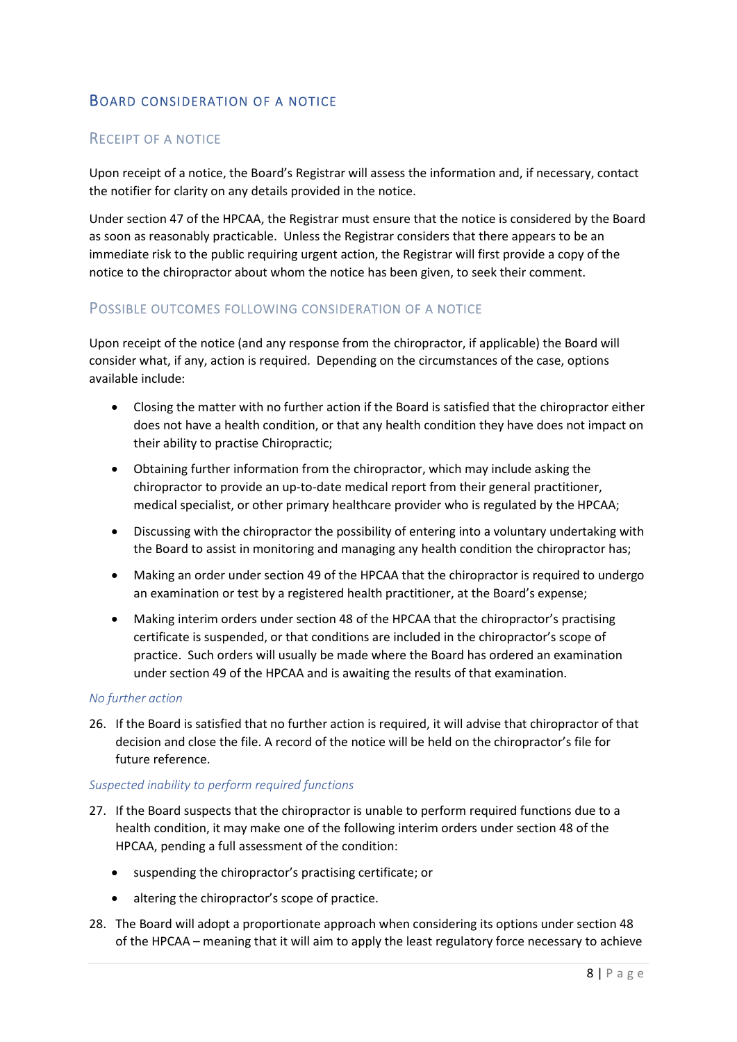## Board consideration of a notice

### Receipt of a notice

Upon receipt of a notice, the Board's Registrar will assess the information and, if necessary, contact the notifier for clarity on any details provided in the notice.

Under section 47 of the HPCAA, the Registrar must ensure that the notice is considered by the Board as soon as reasonably practicable. Unless the Registrar considers that there appears to be an immediate risk to the public requiring urgent action, the Registrar will first provide a copy of the notice to the chiropractor about whom the notice has been given, to seek their comment.

### Possible outcomes following consideration of a notice

Upon receipt of the notice (and any response from the chiropractor, if applicable) the Board will consider what, if any, action is required. Depending on the circumstances of the case, options available include:

- Closing the matter with no further action if the Board is satisfied that the chiropractor either does not have a health condition, or that any health condition they have does not impact on their ability to practise Chiropractic;
- Obtaining further information from the chiropractor, which may include asking the chiropractor to provide an up-to-date medical report from their general practitioner, medical specialist, or other primary healthcare provider who is regulated by the HPCAA;
- Discussing with the chiropractor the possibility of entering into a voluntary undertaking with the Board to assist in monitoring and managing any health condition the chiropractor has;
- Making an order under section 49 of the HPCAA that the chiropractor is required to undergo an examination or test by a registered health practitioner, at the Board's expense;
- Making interim orders under section 48 of the HPCAA that the chiropractor's practising certificate is suspended, or that conditions are included in the chiropractor's scope of practice. Such orders will usually be made where the Board has ordered an examination under section 49 of the HPCAA and is awaiting the results of that examination.

*No further action*

26. If the Board is satisfied that no further action is required, it will advise that chiropractor of that decision and close the file. A record of the notice will be held on the chiropractor's file for future reference.

*Suspected inability to perform required functions*

27. If the Board suspects that the chiropractor is unable to perform required functions due to a health condition, it may make one of the following interim orders under section 48 of the HPCAA, pending a full assessment of the condition:
    - suspending the chiropractor's practising certificate; or
    - altering the chiropractor's scope of practice.
28. The Board will adopt a proportionate approach when considering its options under section 48 of the HPCAA – meaning that it will aim to apply the least regulatory force necessary to achieve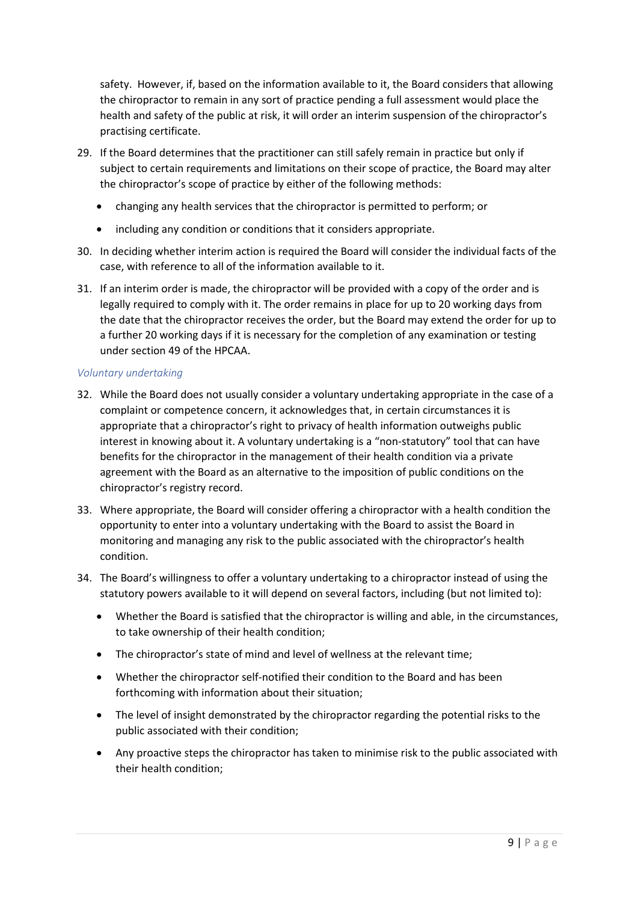safety. However, if, based on the information available to it, the Board considers that allowing the chiropractor to remain in any sort of practice pending a full assessment would place the health and safety of the public at risk, it will order an interim suspension of the chiropractor's practising certificate.

29. If the Board determines that the practitioner can still safely remain in practice but only if subject to certain requirements and limitations on their scope of practice, the Board may alter the chiropractor's scope of practice by either of the following methods:
    - changing any health services that the chiropractor is permitted to perform; or
    - including any condition or conditions that it considers appropriate.
30. In deciding whether interim action is required the Board will consider the individual facts of the case, with reference to all of the information available to it.
31. If an interim order is made, the chiropractor will be provided with a copy of the order and is legally required to comply with it. The order remains in place for up to 20 working days from the date that the chiropractor receives the order, but the Board may extend the order for up to a further 20 working days if it is necessary for the completion of any examination or testing under section 49 of the HPCAA.

*Voluntary undertaking*

32. While the Board does not usually consider a voluntary undertaking appropriate in the case of a complaint or competence concern, it acknowledges that, in certain circumstances it is appropriate that a chiropractor's right to privacy of health information outweighs public interest in knowing about it. A voluntary undertaking is a "non-statutory" tool that can have benefits for the chiropractor in the management of their health condition via a private agreement with the Board as an alternative to the imposition of public conditions on the chiropractor's registry record.
33. Where appropriate, the Board will consider offering a chiropractor with a health condition the opportunity to enter into a voluntary undertaking with the Board to assist the Board in monitoring and managing any risk to the public associated with the chiropractor's health condition.
34. The Board's willingness to offer a voluntary undertaking to a chiropractor instead of using the statutory powers available to it will depend on several factors, including (but not limited to):
    - Whether the Board is satisfied that the chiropractor is willing and able, in the circumstances, to take ownership of their health condition;
    - The chiropractor's state of mind and level of wellness at the relevant time;
    - Whether the chiropractor self-notified their condition to the Board and has been forthcoming with information about their situation;
    - The level of insight demonstrated by the chiropractor regarding the potential risks to the public associated with their condition;
    - Any proactive steps the chiropractor has taken to minimise risk to the public associated with their health condition;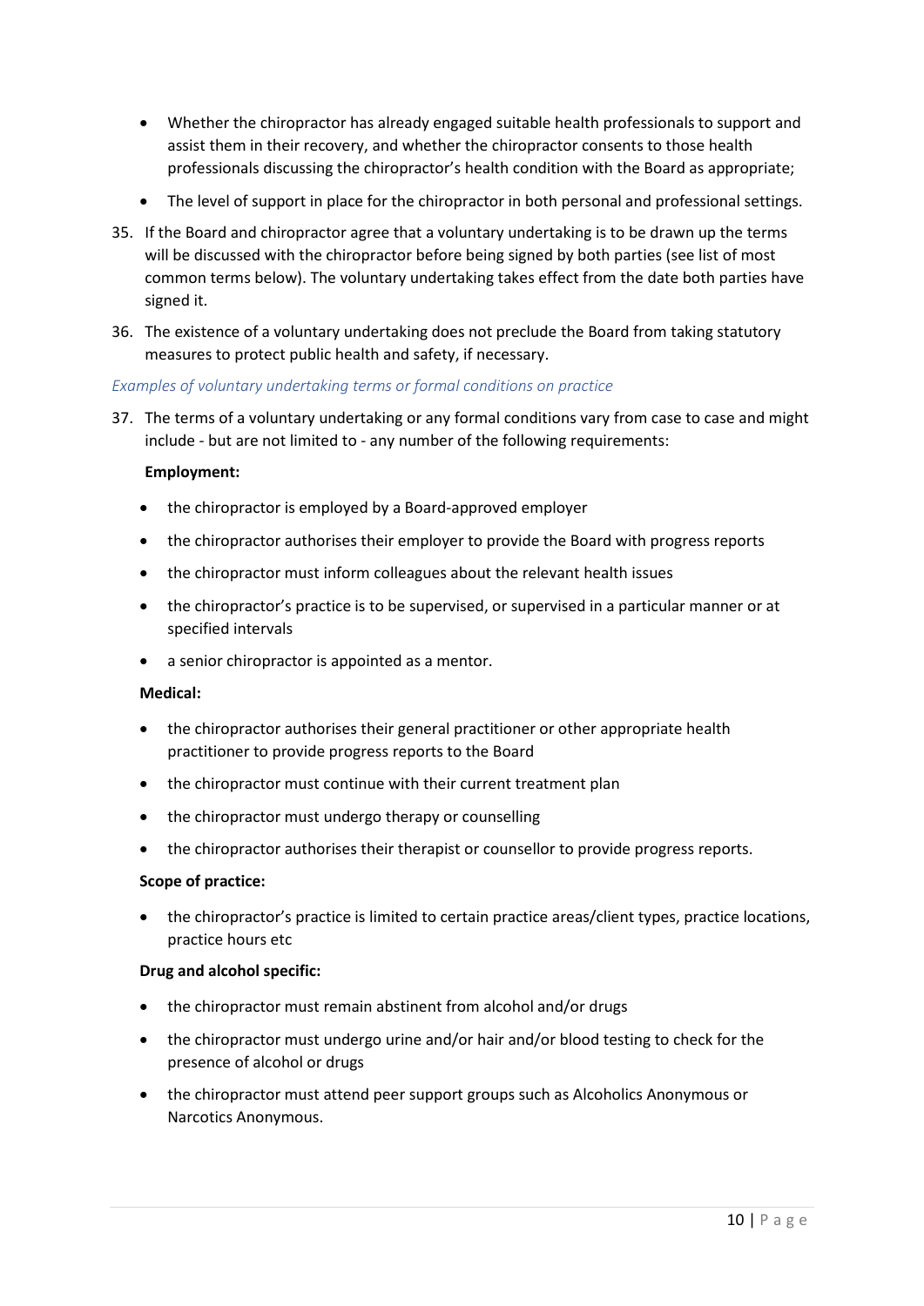- Whether the chiropractor has already engaged suitable health professionals to support and assist them in their recovery, and whether the chiropractor consents to those health professionals discussing the chiropractor's health condition with the Board as appropriate;
- The level of support in place for the chiropractor in both personal and professional settings.

35. If the Board and chiropractor agree that a voluntary undertaking is to be drawn up the terms will be discussed with the chiropractor before being signed by both parties (see list of most common terms below). The voluntary undertaking takes effect from the date both parties have signed it.

36. The existence of a voluntary undertaking does not preclude the Board from taking statutory measures to protect public health and safety, if necessary.

*Examples of voluntary undertaking terms or formal conditions on practice*

37. The terms of a voluntary undertaking or any formal conditions vary from case to case and might include - but are not limited to - any number of the following requirements:

**Employment:**

- the chiropractor is employed by a Board-approved employer
- the chiropractor authorises their employer to provide the Board with progress reports
- the chiropractor must inform colleagues about the relevant health issues
- the chiropractor's practice is to be supervised, or supervised in a particular manner or at specified intervals
- a senior chiropractor is appointed as a mentor.

**Medical:**

- the chiropractor authorises their general practitioner or other appropriate health practitioner to provide progress reports to the Board
- the chiropractor must continue with their current treatment plan
- the chiropractor must undergo therapy or counselling
- the chiropractor authorises their therapist or counsellor to provide progress reports.

**Scope of practice:**

- the chiropractor's practice is limited to certain practice areas/client types, practice locations, practice hours etc

**Drug and alcohol specific:**

- the chiropractor must remain abstinent from alcohol and/or drugs
- the chiropractor must undergo urine and/or hair and/or blood testing to check for the presence of alcohol or drugs
- the chiropractor must attend peer support groups such as Alcoholics Anonymous or Narcotics Anonymous.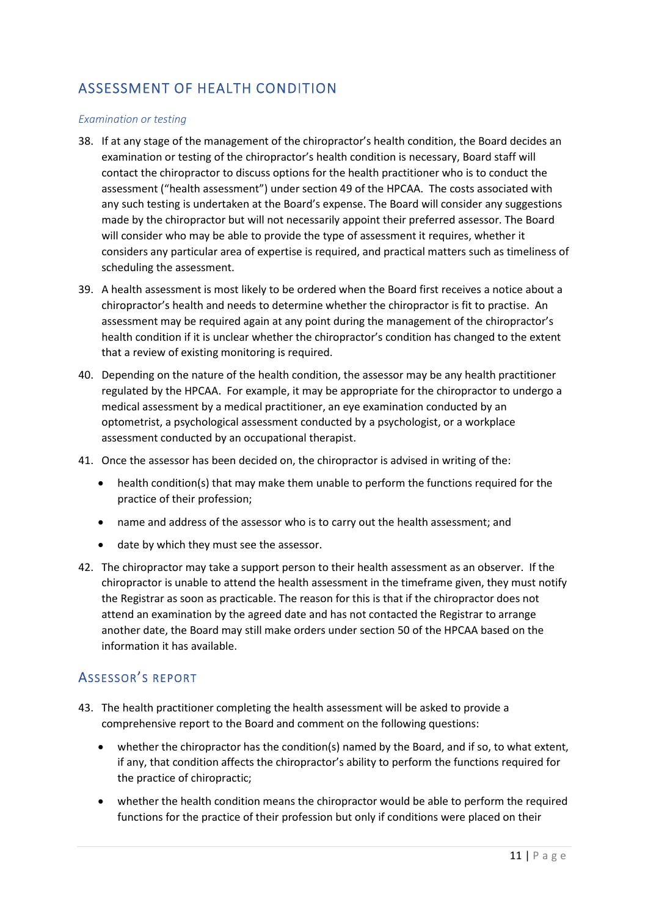## ASSESSMENT OF HEALTH CONDITION

### *Examination or testing*

38. If at any stage of the management of the chiropractor's health condition, the Board decides an examination or testing of the chiropractor's health condition is necessary, Board staff will contact the chiropractor to discuss options for the health practitioner who is to conduct the assessment ("health assessment") under section 49 of the HPCAA. The costs associated with any such testing is undertaken at the Board's expense. The Board will consider any suggestions made by the chiropractor but will not necessarily appoint their preferred assessor. The Board will consider who may be able to provide the type of assessment it requires, whether it considers any particular area of expertise is required, and practical matters such as timeliness of scheduling the assessment.

39. A health assessment is most likely to be ordered when the Board first receives a notice about a chiropractor's health and needs to determine whether the chiropractor is fit to practise. An assessment may be required again at any point during the management of the chiropractor's health condition if it is unclear whether the chiropractor's condition has changed to the extent that a review of existing monitoring is required.

40. Depending on the nature of the health condition, the assessor may be any health practitioner regulated by the HPCAA. For example, it may be appropriate for the chiropractor to undergo a medical assessment by a medical practitioner, an eye examination conducted by an optometrist, a psychological assessment conducted by a psychologist, or a workplace assessment conducted by an occupational therapist.

41. Once the assessor has been decided on, the chiropractor is advised in writing of the:
    - health condition(s) that may make them unable to perform the functions required for the practice of their profession;
    - name and address of the assessor who is to carry out the health assessment; and
    - date by which they must see the assessor.

42. The chiropractor may take a support person to their health assessment as an observer. If the chiropractor is unable to attend the health assessment in the timeframe given, they must notify the Registrar as soon as practicable. The reason for this is that if the chiropractor does not attend an examination by the agreed date and has not contacted the Registrar to arrange another date, the Board may still make orders under section 50 of the HPCAA based on the information it has available.

## ASSESSOR'S REPORT

43. The health practitioner completing the health assessment will be asked to provide a comprehensive report to the Board and comment on the following questions:
    - whether the chiropractor has the condition(s) named by the Board, and if so, to what extent, if any, that condition affects the chiropractor's ability to perform the functions required for the practice of chiropractic;
    - whether the health condition means the chiropractor would be able to perform the required functions for the practice of their profession but only if conditions were placed on their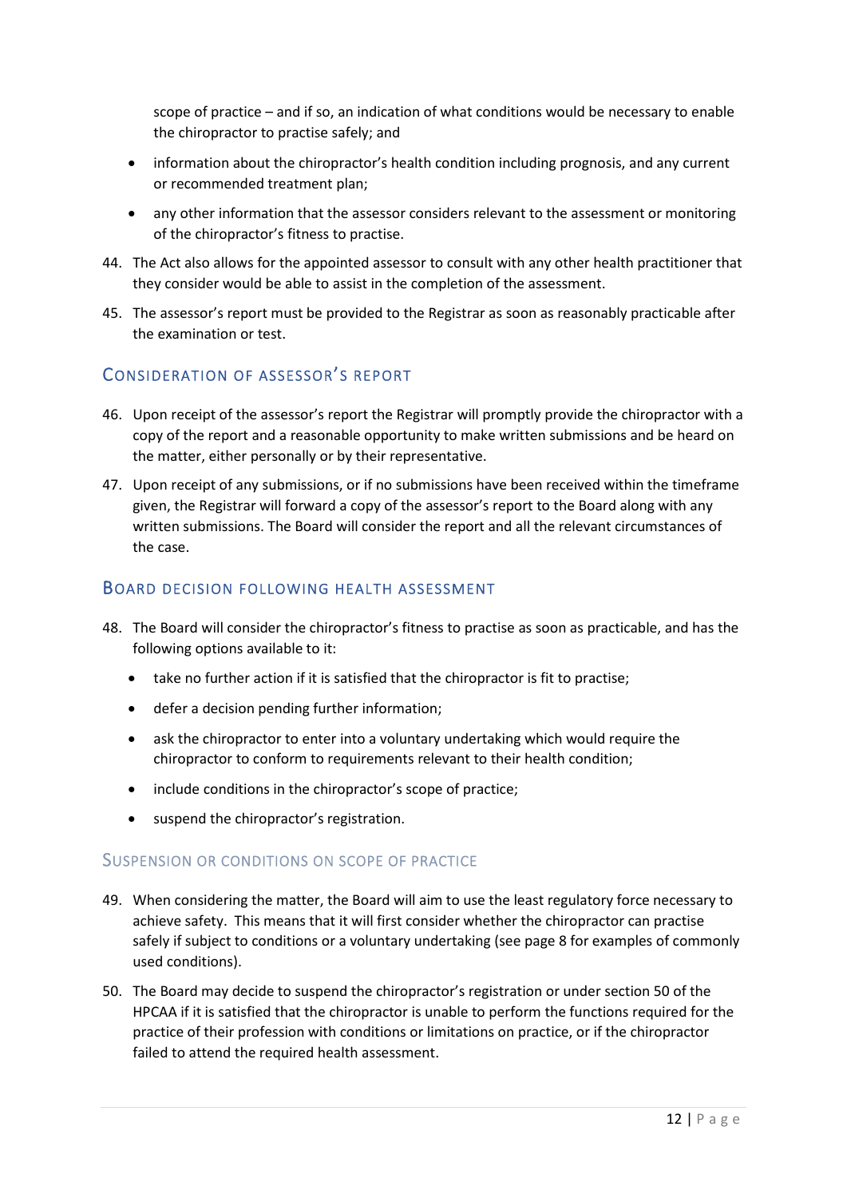scope of practice – and if so, an indication of what conditions would be necessary to enable the chiropractor to practise safely; and

- information about the chiropractor's health condition including prognosis, and any current or recommended treatment plan;
- any other information that the assessor considers relevant to the assessment or monitoring of the chiropractor's fitness to practise.

44. The Act also allows for the appointed assessor to consult with any other health practitioner that they consider would be able to assist in the completion of the assessment.
45. The assessor's report must be provided to the Registrar as soon as reasonably practicable after the examination or test.

## Consideration of assessor's report

46. Upon receipt of the assessor's report the Registrar will promptly provide the chiropractor with a copy of the report and a reasonable opportunity to make written submissions and be heard on the matter, either personally or by their representative.
47. Upon receipt of any submissions, or if no submissions have been received within the timeframe given, the Registrar will forward a copy of the assessor's report to the Board along with any written submissions. The Board will consider the report and all the relevant circumstances of the case.

## Board decision following health assessment

48. The Board will consider the chiropractor's fitness to practise as soon as practicable, and has the following options available to it:
    - take no further action if it is satisfied that the chiropractor is fit to practise;
    - defer a decision pending further information;
    - ask the chiropractor to enter into a voluntary undertaking which would require the chiropractor to conform to requirements relevant to their health condition;
    - include conditions in the chiropractor's scope of practice;
    - suspend the chiropractor's registration.

## Suspension or conditions on scope of practice

49. When considering the matter, the Board will aim to use the least regulatory force necessary to achieve safety. This means that it will first consider whether the chiropractor can practise safely if subject to conditions or a voluntary undertaking (see page 8 for examples of commonly used conditions).
50. The Board may decide to suspend the chiropractor's registration or under section 50 of the HPCAA if it is satisfied that the chiropractor is unable to perform the functions required for the practice of their profession with conditions or limitations on practice, or if the chiropractor failed to attend the required health assessment.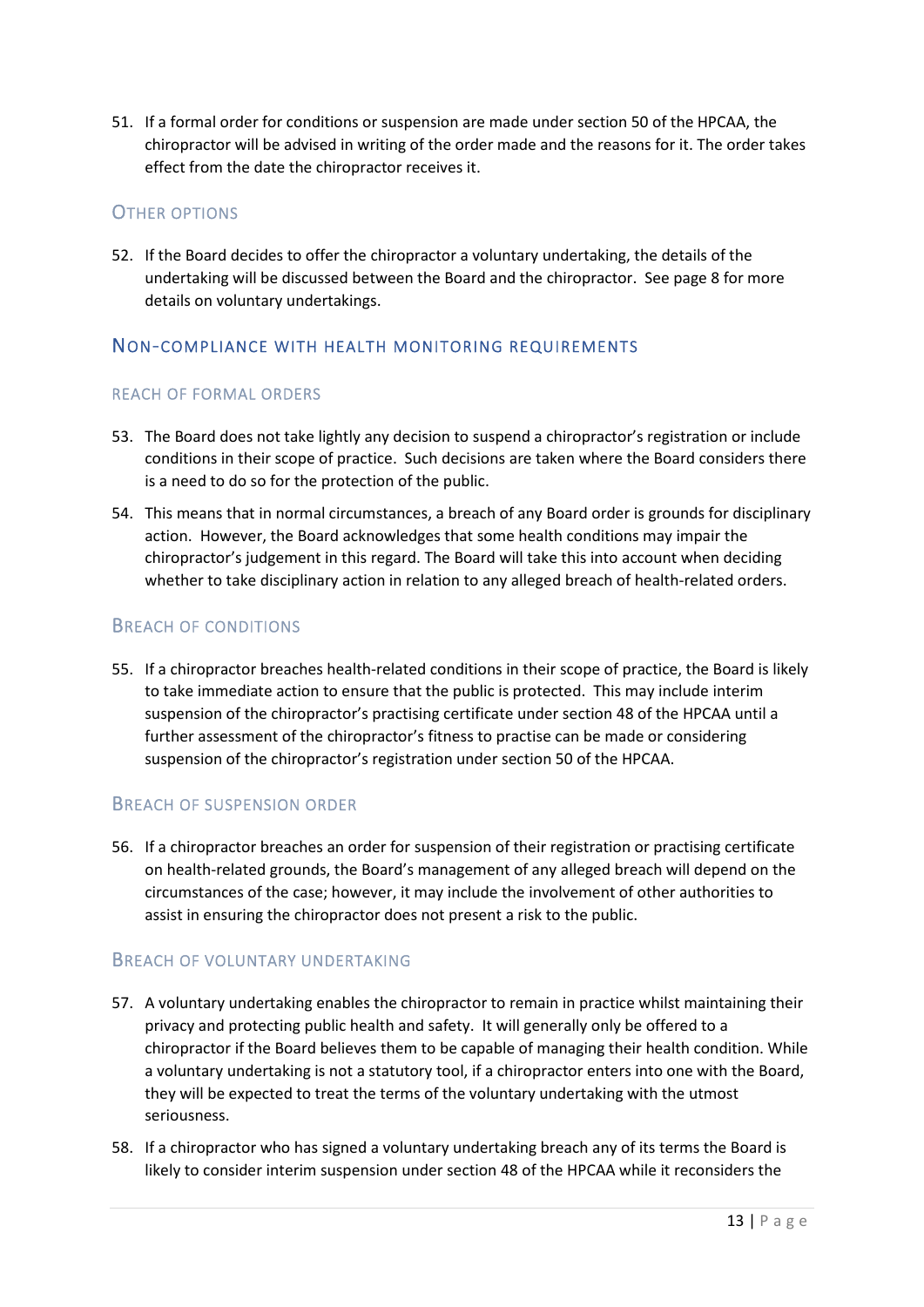51. If a formal order for conditions or suspension are made under section 50 of the HPCAA, the chiropractor will be advised in writing of the order made and the reasons for it. The order takes effect from the date the chiropractor receives it.

### Other options

52. If the Board decides to offer the chiropractor a voluntary undertaking, the details of the undertaking will be discussed between the Board and the chiropractor. See page 8 for more details on voluntary undertakings.

## Non-compliance with health monitoring requirements

### Reach of formal orders

53. The Board does not take lightly any decision to suspend a chiropractor's registration or include conditions in their scope of practice. Such decisions are taken where the Board considers there is a need to do so for the protection of the public.
54. This means that in normal circumstances, a breach of any Board order is grounds for disciplinary action. However, the Board acknowledges that some health conditions may impair the chiropractor's judgement in this regard. The Board will take this into account when deciding whether to take disciplinary action in relation to any alleged breach of health-related orders.

### Breach of conditions

55. If a chiropractor breaches health-related conditions in their scope of practice, the Board is likely to take immediate action to ensure that the public is protected. This may include interim suspension of the chiropractor's practising certificate under section 48 of the HPCAA until a further assessment of the chiropractor's fitness to practise can be made or considering suspension of the chiropractor's registration under section 50 of the HPCAA.

### Breach of suspension order

56. If a chiropractor breaches an order for suspension of their registration or practising certificate on health-related grounds, the Board's management of any alleged breach will depend on the circumstances of the case; however, it may include the involvement of other authorities to assist in ensuring the chiropractor does not present a risk to the public.

### Breach of voluntary undertaking

57. A voluntary undertaking enables the chiropractor to remain in practice whilst maintaining their privacy and protecting public health and safety. It will generally only be offered to a chiropractor if the Board believes them to be capable of managing their health condition. While a voluntary undertaking is not a statutory tool, if a chiropractor enters into one with the Board, they will be expected to treat the terms of the voluntary undertaking with the utmost seriousness.
58. If a chiropractor who has signed a voluntary undertaking breach any of its terms the Board is likely to consider interim suspension under section 48 of the HPCAA while it reconsiders the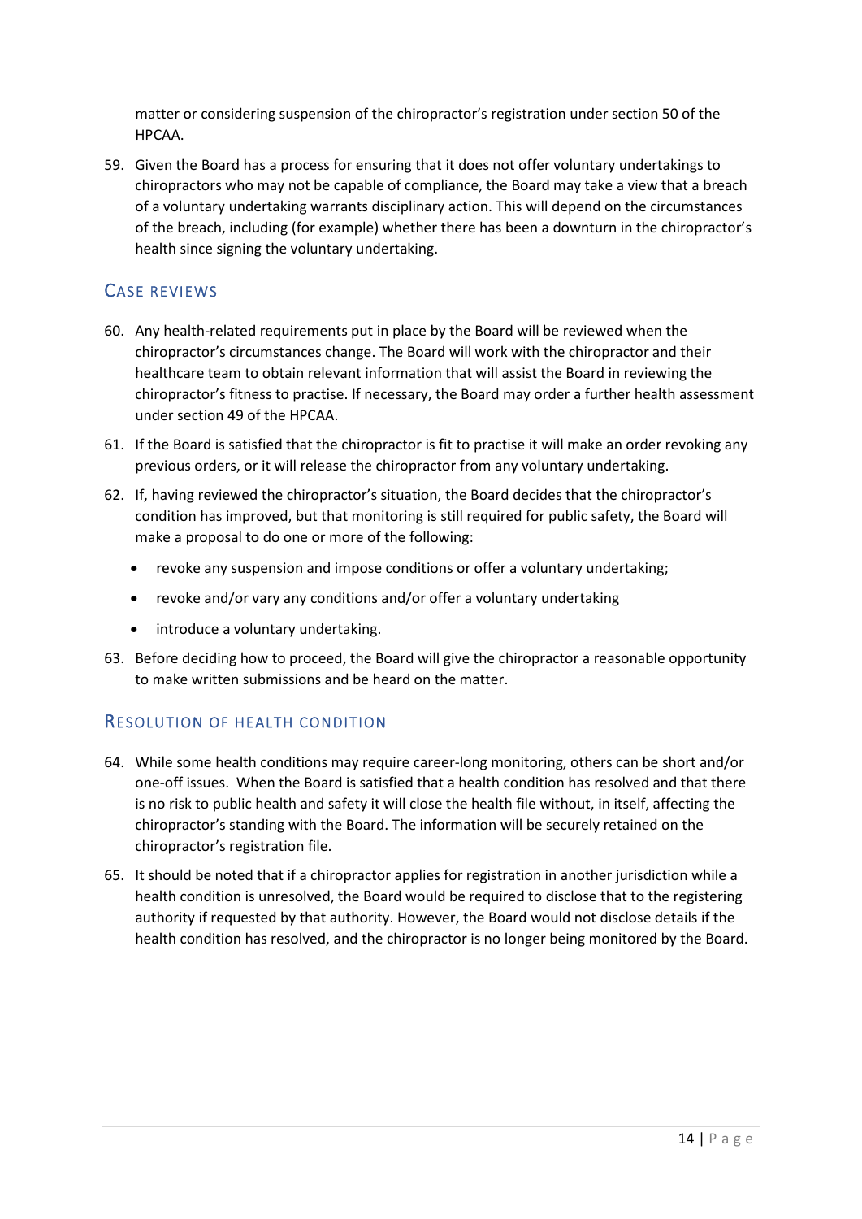matter or considering suspension of the chiropractor's registration under section 50 of the HPCAA.

59. Given the Board has a process for ensuring that it does not offer voluntary undertakings to chiropractors who may not be capable of compliance, the Board may take a view that a breach of a voluntary undertaking warrants disciplinary action. This will depend on the circumstances of the breach, including (for example) whether there has been a downturn in the chiropractor's health since signing the voluntary undertaking.

## Case reviews

60. Any health-related requirements put in place by the Board will be reviewed when the chiropractor's circumstances change. The Board will work with the chiropractor and their healthcare team to obtain relevant information that will assist the Board in reviewing the chiropractor's fitness to practise. If necessary, the Board may order a further health assessment under section 49 of the HPCAA.

61. If the Board is satisfied that the chiropractor is fit to practise it will make an order revoking any previous orders, or it will release the chiropractor from any voluntary undertaking.

62. If, having reviewed the chiropractor's situation, the Board decides that the chiropractor's condition has improved, but that monitoring is still required for public safety, the Board will make a proposal to do one or more of the following:

    - revoke any suspension and impose conditions or offer a voluntary undertaking;
    - revoke and/or vary any conditions and/or offer a voluntary undertaking
    - introduce a voluntary undertaking.

63. Before deciding how to proceed, the Board will give the chiropractor a reasonable opportunity to make written submissions and be heard on the matter.

## Resolution of health condition

64. While some health conditions may require career-long monitoring, others can be short and/or one-off issues. When the Board is satisfied that a health condition has resolved and that there is no risk to public health and safety it will close the health file without, in itself, affecting the chiropractor's standing with the Board. The information will be securely retained on the chiropractor's registration file.

65. It should be noted that if a chiropractor applies for registration in another jurisdiction while a health condition is unresolved, the Board would be required to disclose that to the registering authority if requested by that authority. However, the Board would not disclose details if the health condition has resolved, and the chiropractor is no longer being monitored by the Board.